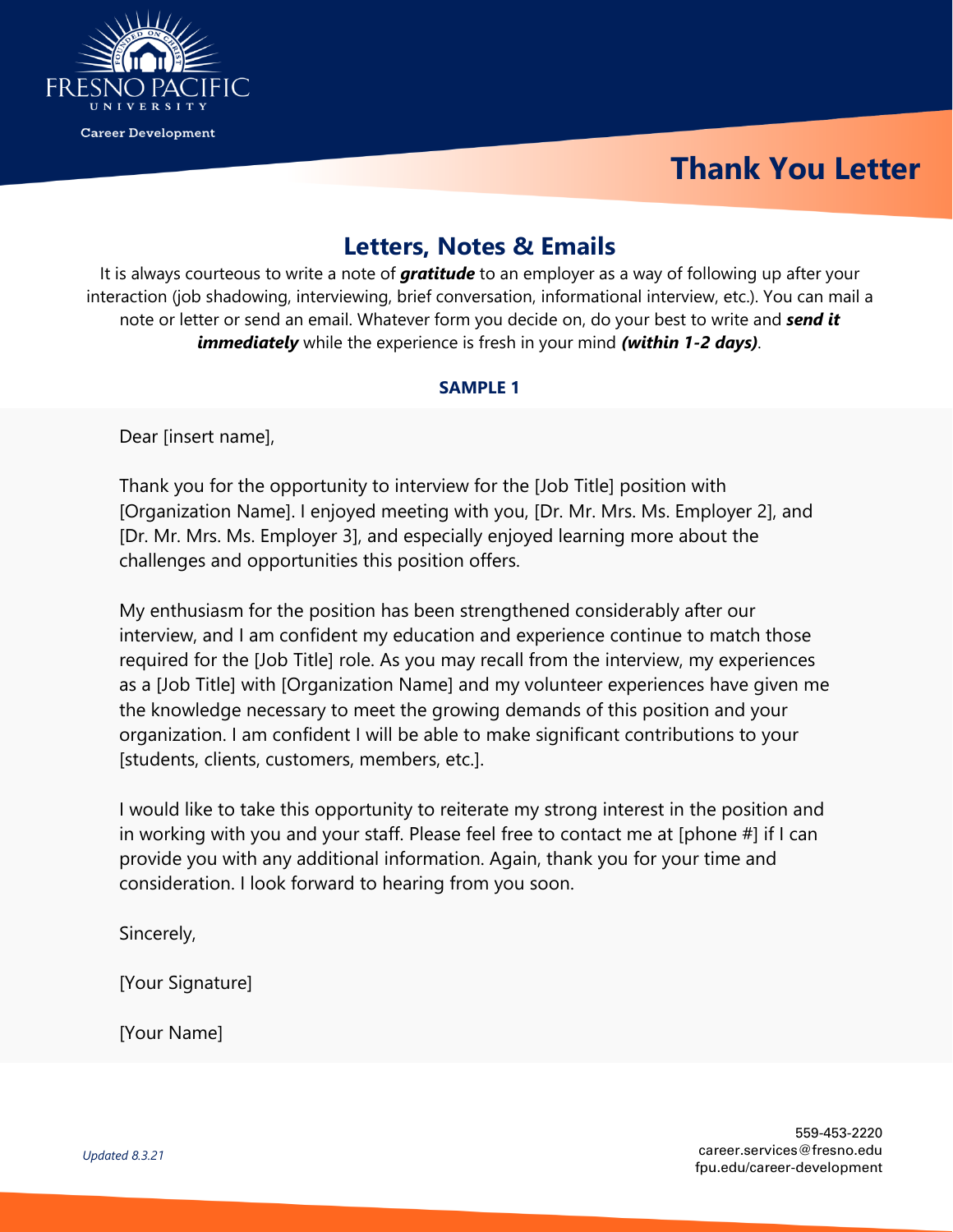# Thank You Letter

## Letters, Notes & Emails

It is always courteous to write a note of ***gratitude*** to an employer as a way of following up after your interaction (job shadowing, interviewing, brief conversation, informational interview, etc.). You can mail a note or letter or send an email. Whatever form you decide on, do your best to write and ***send it immediately*** while the experience is fresh in your mind ***(within 1-2 days)***.

**SAMPLE 1**

Dear [insert name],

Thank you for the opportunity to interview for the [Job Title] position with [Organization Name]. I enjoyed meeting with you, [Dr. Mr. Mrs. Ms. Employer 2], and [Dr. Mr. Mrs. Ms. Employer 3], and especially enjoyed learning more about the challenges and opportunities this position offers.

My enthusiasm for the position has been strengthened considerably after our interview, and I am confident my education and experience continue to match those required for the [Job Title] role. As you may recall from the interview, my experiences as a [Job Title] with [Organization Name] and my volunteer experiences have given me the knowledge necessary to meet the growing demands of this position and your organization. I am confident I will be able to make significant contributions to your [students, clients, customers, members, etc.].

I would like to take this opportunity to reiterate my strong interest in the position and in working with you and your staff. Please feel free to contact me at [phone #] if I can provide you with any additional information. Again, thank you for your time and consideration. I look forward to hearing from you soon.

Sincerely,

[Your Signature]

[Your Name]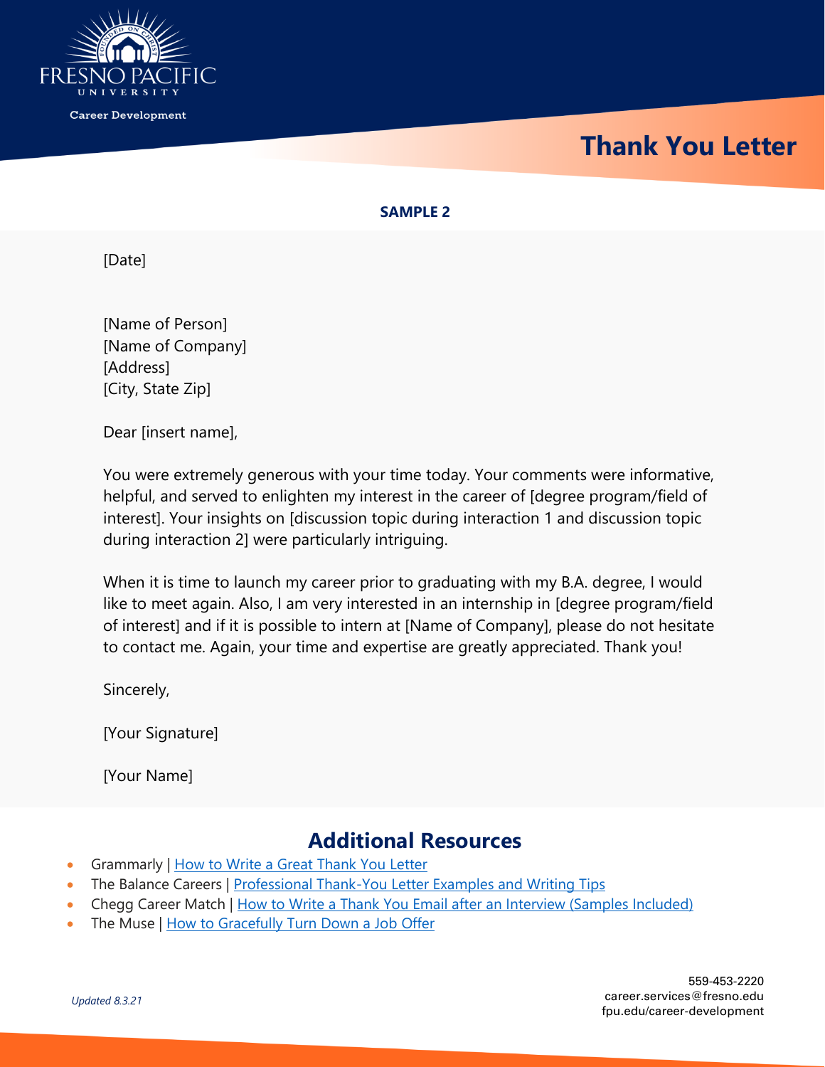Fresno Pacific University

Career Development

# Thank You Letter

**SAMPLE 2**

[Date]

[Name of Person]
[Name of Company]
[Address]
[City, State Zip]

Dear [insert name],

You were extremely generous with your time today. Your comments were informative, helpful, and served to enlighten my interest in the career of [degree program/field of interest]. Your insights on [discussion topic during interaction 1 and discussion topic during interaction 2] were particularly intriguing.

When it is time to launch my career prior to graduating with my B.A. degree, I would like to meet again. Also, I am very interested in an internship in [degree program/field of interest] and if it is possible to intern at [Name of Company], please do not hesitate to contact me. Again, your time and expertise are greatly appreciated. Thank you!

Sincerely,

[Your Signature]

[Your Name]

## Additional Resources

- Grammarly | How to Write a Great Thank You Letter
- The Balance Careers | Professional Thank-You Letter Examples and Writing Tips
- Chegg Career Match | How to Write a Thank You Email after an Interview (Samples Included)
- The Muse | How to Gracefully Turn Down a Job Offer

*Updated 8.3.21*

559-453-2220
career.services@fresno.edu
fpu.edu/career-development